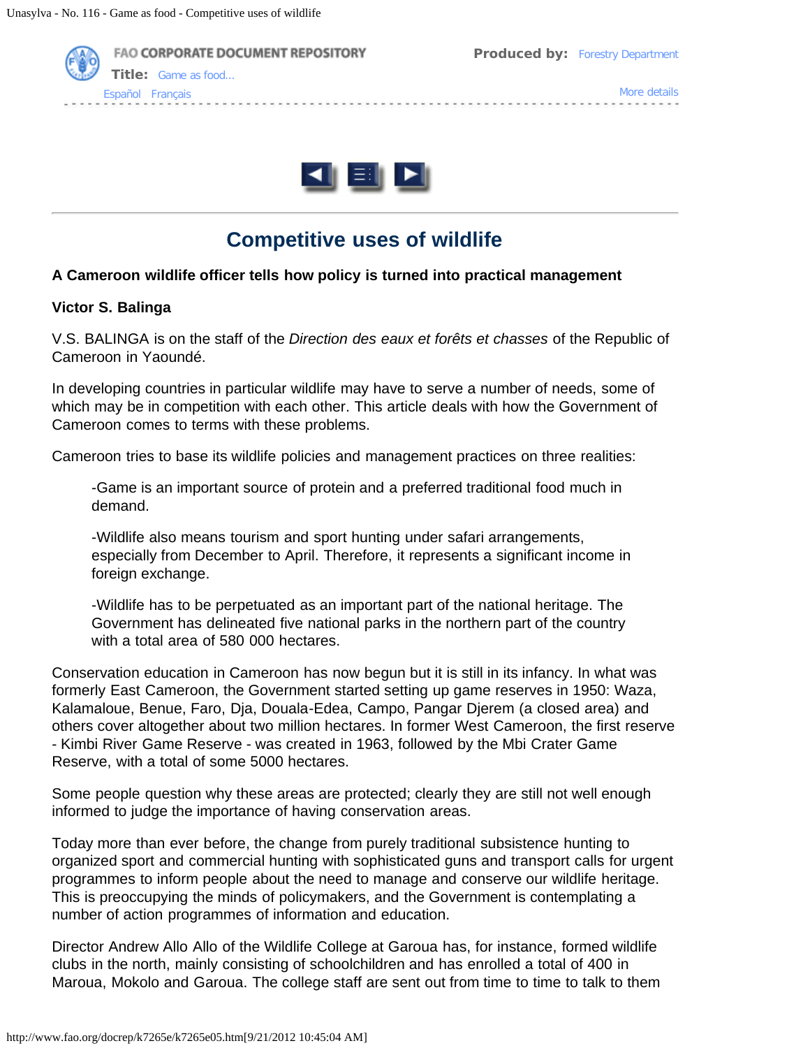# Competitive uses of wildlife

**A Cameroon wildlife officer tells how policy is turned into practical management**

**Victor S. Balinga**

V.S. BALINGA is on the staff of the *Direction des eaux et forêts et chasses* of the Republic of Cameroon in Yaoundé.

In developing countries in particular wildlife may have to serve a number of needs, some of which may be in competition with each other. This article deals with how the Government of Cameroon comes to terms with these problems.

Cameroon tries to base its wildlife policies and management practices on three realities:

> -Game is an important source of protein and a preferred traditional food much in demand.
>
> -Wildlife also means tourism and sport hunting under safari arrangements, especially from December to April. Therefore, it represents a significant income in foreign exchange.
>
> -Wildlife has to be perpetuated as an important part of the national heritage. The Government has delineated five national parks in the northern part of the country with a total area of 580 000 hectares.

Conservation education in Cameroon has now begun but it is still in its infancy. In what was formerly East Cameroon, the Government started setting up game reserves in 1950: Waza, Kalamaloue, Benue, Faro, Dja, Douala-Edea, Campo, Pangar Djerem (a closed area) and others cover altogether about two million hectares. In former West Cameroon, the first reserve - Kimbi River Game Reserve - was created in 1963, followed by the Mbi Crater Game Reserve, with a total of some 5000 hectares.

Some people question why these areas are protected; clearly they are still not well enough informed to judge the importance of having conservation areas.

Today more than ever before, the change from purely traditional subsistence hunting to organized sport and commercial hunting with sophisticated guns and transport calls for urgent programmes to inform people about the need to manage and conserve our wildlife heritage. This is preoccupying the minds of policymakers, and the Government is contemplating a number of action programmes of information and education.

Director Andrew Allo Allo of the Wildlife College at Garoua has, for instance, formed wildlife clubs in the north, mainly consisting of schoolchildren and has enrolled a total of 400 in Maroua, Mokolo and Garoua. The college staff are sent out from time to time to talk to them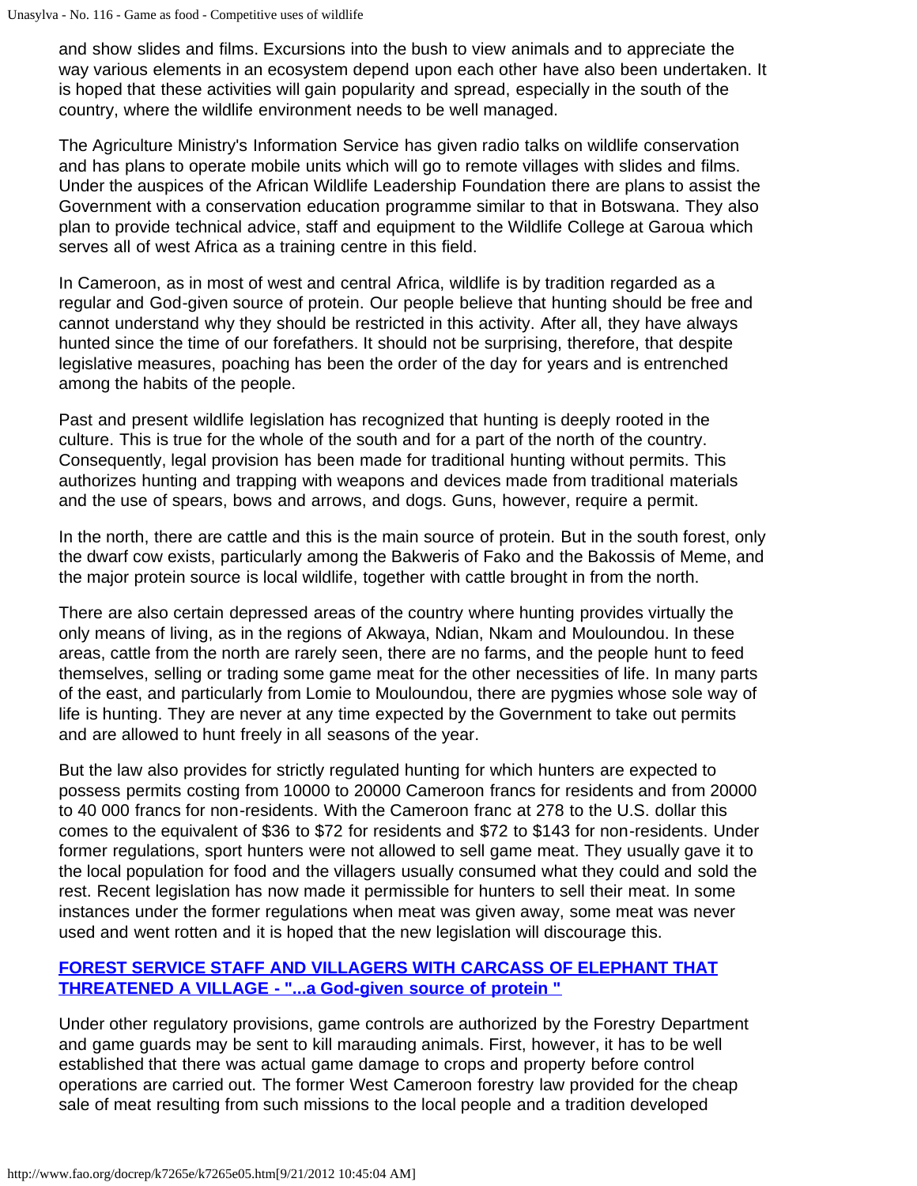and show slides and films. Excursions into the bush to view animals and to appreciate the way various elements in an ecosystem depend upon each other have also been undertaken. It is hoped that these activities will gain popularity and spread, especially in the south of the country, where the wildlife environment needs to be well managed.

The Agriculture Ministry's Information Service has given radio talks on wildlife conservation and has plans to operate mobile units which will go to remote villages with slides and films. Under the auspices of the African Wildlife Leadership Foundation there are plans to assist the Government with a conservation education programme similar to that in Botswana. They also plan to provide technical advice, staff and equipment to the Wildlife College at Garoua which serves all of west Africa as a training centre in this field.

In Cameroon, as in most of west and central Africa, wildlife is by tradition regarded as a regular and God-given source of protein. Our people believe that hunting should be free and cannot understand why they should be restricted in this activity. After all, they have always hunted since the time of our forefathers. It should not be surprising, therefore, that despite legislative measures, poaching has been the order of the day for years and is entrenched among the habits of the people.

Past and present wildlife legislation has recognized that hunting is deeply rooted in the culture. This is true for the whole of the south and for a part of the north of the country. Consequently, legal provision has been made for traditional hunting without permits. This authorizes hunting and trapping with weapons and devices made from traditional materials and the use of spears, bows and arrows, and dogs. Guns, however, require a permit.

In the north, there are cattle and this is the main source of protein. But in the south forest, only the dwarf cow exists, particularly among the Bakweris of Fako and the Bakossis of Meme, and the major protein source is local wildlife, together with cattle brought in from the north.

There are also certain depressed areas of the country where hunting provides virtually the only means of living, as in the regions of Akwaya, Ndian, Nkam and Mouloundou. In these areas, cattle from the north are rarely seen, there are no farms, and the people hunt to feed themselves, selling or trading some game meat for the other necessities of life. In many parts of the east, and particularly from Lomie to Mouloundou, there are pygmies whose sole way of life is hunting. They are never at any time expected by the Government to take out permits and are allowed to hunt freely in all seasons of the year.

But the law also provides for strictly regulated hunting for which hunters are expected to possess permits costing from 10000 to 20000 Cameroon francs for residents and from 20000 to 40 000 francs for non-residents. With the Cameroon franc at 278 to the U.S. dollar this comes to the equivalent of $36 to $72 for residents and $72 to $143 for non-residents. Under former regulations, sport hunters were not allowed to sell game meat. They usually gave it to the local population for food and the villagers usually consumed what they could and sold the rest. Recent legislation has now made it permissible for hunters to sell their meat. In some instances under the former regulations when meat was given away, some meat was never used and went rotten and it is hoped that the new legislation will discourage this.

**FOREST SERVICE STAFF AND VILLAGERS WITH CARCASS OF ELEPHANT THAT THREATENED A VILLAGE - "...a God-given source of protein "**

Under other regulatory provisions, game controls are authorized by the Forestry Department and game guards may be sent to kill marauding animals. First, however, it has to be well established that there was actual game damage to crops and property before control operations are carried out. The former West Cameroon forestry law provided for the cheap sale of meat resulting from such missions to the local people and a tradition developed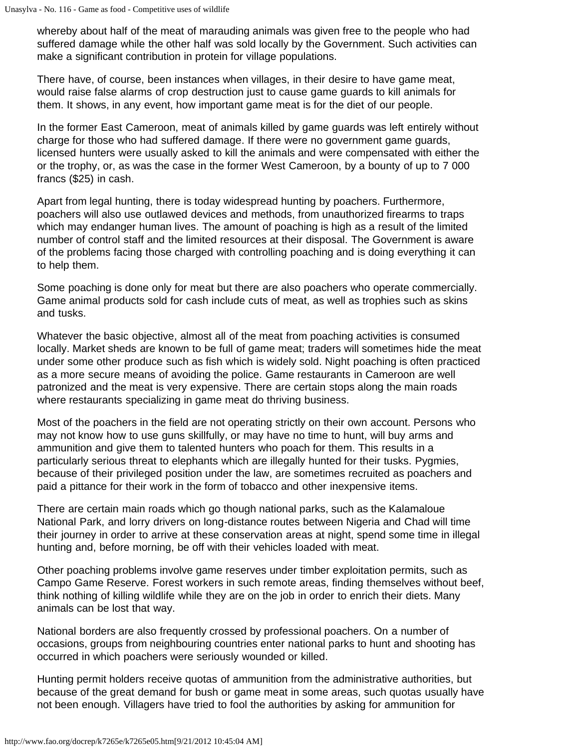whereby about half of the meat of marauding animals was given free to the people who had suffered damage while the other half was sold locally by the Government. Such activities can make a significant contribution in protein for village populations.

There have, of course, been instances when villages, in their desire to have game meat, would raise false alarms of crop destruction just to cause game guards to kill animals for them. It shows, in any event, how important game meat is for the diet of our people.

In the former East Cameroon, meat of animals killed by game guards was left entirely without charge for those who had suffered damage. If there were no government game guards, licensed hunters were usually asked to kill the animals and were compensated with either the or the trophy, or, as was the case in the former West Cameroon, by a bounty of up to 7 000 francs ($25) in cash.

Apart from legal hunting, there is today widespread hunting by poachers. Furthermore, poachers will also use outlawed devices and methods, from unauthorized firearms to traps which may endanger human lives. The amount of poaching is high as a result of the limited number of control staff and the limited resources at their disposal. The Government is aware of the problems facing those charged with controlling poaching and is doing everything it can to help them.

Some poaching is done only for meat but there are also poachers who operate commercially. Game animal products sold for cash include cuts of meat, as well as trophies such as skins and tusks.

Whatever the basic objective, almost all of the meat from poaching activities is consumed locally. Market sheds are known to be full of game meat; traders will sometimes hide the meat under some other produce such as fish which is widely sold. Night poaching is often practiced as a more secure means of avoiding the police. Game restaurants in Cameroon are well patronized and the meat is very expensive. There are certain stops along the main roads where restaurants specializing in game meat do thriving business.

Most of the poachers in the field are not operating strictly on their own account. Persons who may not know how to use guns skillfully, or may have no time to hunt, will buy arms and ammunition and give them to talented hunters who poach for them. This results in a particularly serious threat to elephants which are illegally hunted for their tusks. Pygmies, because of their privileged position under the law, are sometimes recruited as poachers and paid a pittance for their work in the form of tobacco and other inexpensive items.

There are certain main roads which go though national parks, such as the Kalamaloue National Park, and lorry drivers on long-distance routes between Nigeria and Chad will time their journey in order to arrive at these conservation areas at night, spend some time in illegal hunting and, before morning, be off with their vehicles loaded with meat.

Other poaching problems involve game reserves under timber exploitation permits, such as Campo Game Reserve. Forest workers in such remote areas, finding themselves without beef, think nothing of killing wildlife while they are on the job in order to enrich their diets. Many animals can be lost that way.

National borders are also frequently crossed by professional poachers. On a number of occasions, groups from neighbouring countries enter national parks to hunt and shooting has occurred in which poachers were seriously wounded or killed.

Hunting permit holders receive quotas of ammunition from the administrative authorities, but because of the great demand for bush or game meat in some areas, such quotas usually have not been enough. Villagers have tried to fool the authorities by asking for ammunition for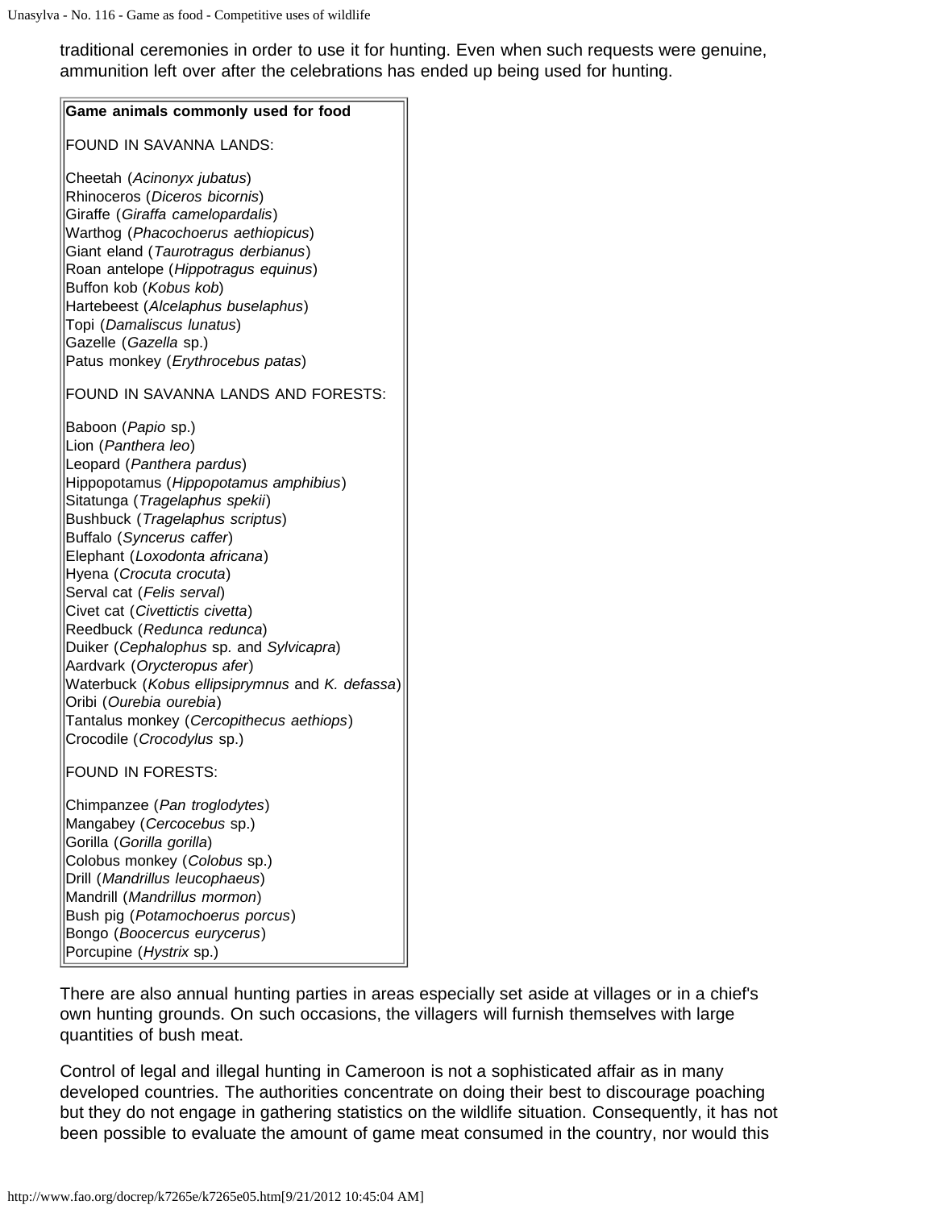traditional ceremonies in order to use it for hunting. Even when such requests were genuine, ammunition left over after the celebrations has ended up being used for hunting.

**Game animals commonly used for food**

FOUND IN SAVANNA LANDS:

Cheetah (*Acinonyx jubatus*)
Rhinoceros (*Diceros bicornis*)
Giraffe (*Giraffa camelopardalis*)
Warthog (*Phacochoerus aethiopicus*)
Giant eland (*Taurotragus derbianus*)
Roan antelope (*Hippotragus equinus*)
Buffon kob (*Kobus kob*)
Hartebeest (*Alcelaphus buselaphus*)
Topi (*Damaliscus lunatus*)
Gazelle (*Gazella* sp.)
Patus monkey (*Erythrocebus patas*)

FOUND IN SAVANNA LANDS AND FORESTS:

Baboon (*Papio* sp.)
Lion (*Panthera leo*)
Leopard (*Panthera pardus*)
Hippopotamus (*Hippopotamus amphibius*)
Sitatunga (*Tragelaphus spekii*)
Bushbuck (*Tragelaphus scriptus*)
Buffalo (*Syncerus caffer*)
Elephant (*Loxodonta africana*)
Hyena (*Crocuta crocuta*)
Serval cat (*Felis serval*)
Civet cat (*Civettictis civetta*)
Reedbuck (*Redunca redunca*)
Duiker (*Cephalophus* sp. and *Sylvicapra*)
Aardvark (*Orycteropus afer*)
Waterbuck (*Kobus ellipsiprymnus* and *K. defassa*)
Oribi (*Ourebia ourebia*)
Tantalus monkey (*Cercopithecus aethiops*)
Crocodile (*Crocodylus* sp.)

FOUND IN FORESTS:

Chimpanzee (*Pan troglodytes*)
Mangabey (*Cercocebus* sp.)
Gorilla (*Gorilla gorilla*)
Colobus monkey (*Colobus* sp.)
Drill (*Mandrillus leucophaeus*)
Mandrill (*Mandrillus mormon*)
Bush pig (*Potamochoerus porcus*)
Bongo (*Boocercus eurycerus*)
Porcupine (*Hystrix* sp.)

There are also annual hunting parties in areas especially set aside at villages or in a chief's own hunting grounds. On such occasions, the villagers will furnish themselves with large quantities of bush meat.

Control of legal and illegal hunting in Cameroon is not a sophisticated affair as in many developed countries. The authorities concentrate on doing their best to discourage poaching but they do not engage in gathering statistics on the wildlife situation. Consequently, it has not been possible to evaluate the amount of game meat consumed in the country, nor would this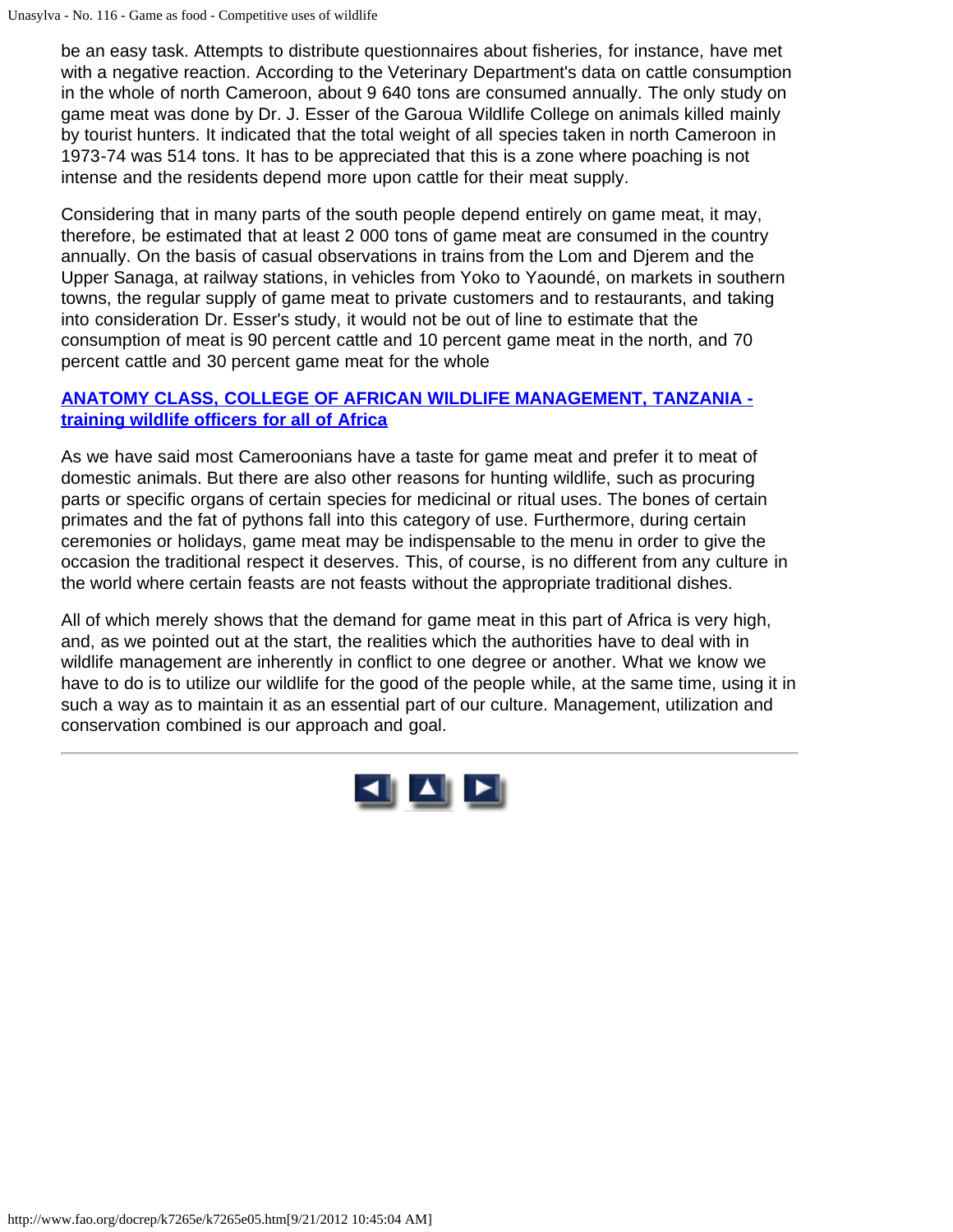be an easy task. Attempts to distribute questionnaires about fisheries, for instance, have met with a negative reaction. According to the Veterinary Department's data on cattle consumption in the whole of north Cameroon, about 9 640 tons are consumed annually. The only study on game meat was done by Dr. J. Esser of the Garoua Wildlife College on animals killed mainly by tourist hunters. It indicated that the total weight of all species taken in north Cameroon in 1973-74 was 514 tons. It has to be appreciated that this is a zone where poaching is not intense and the residents depend more upon cattle for their meat supply.

Considering that in many parts of the south people depend entirely on game meat, it may, therefore, be estimated that at least 2 000 tons of game meat are consumed in the country annually. On the basis of casual observations in trains from the Lom and Djerem and the Upper Sanaga, at railway stations, in vehicles from Yoko to Yaoundé, on markets in southern towns, the regular supply of game meat to private customers and to restaurants, and taking into consideration Dr. Esser's study, it would not be out of line to estimate that the consumption of meat is 90 percent cattle and 10 percent game meat in the north, and 70 percent cattle and 30 percent game meat for the whole

**ANATOMY CLASS, COLLEGE OF AFRICAN WILDLIFE MANAGEMENT, TANZANIA - training wildlife officers for all of Africa**

As we have said most Cameroonians have a taste for game meat and prefer it to meat of domestic animals. But there are also other reasons for hunting wildlife, such as procuring parts or specific organs of certain species for medicinal or ritual uses. The bones of certain primates and the fat of pythons fall into this category of use. Furthermore, during certain ceremonies or holidays, game meat may be indispensable to the menu in order to give the occasion the traditional respect it deserves. This, of course, is no different from any culture in the world where certain feasts are not feasts without the appropriate traditional dishes.

All of which merely shows that the demand for game meat in this part of Africa is very high, and, as we pointed out at the start, the realities which the authorities have to deal with in wildlife management are inherently in conflict to one degree or another. What we know we have to do is to utilize our wildlife for the good of the people while, at the same time, using it in such a way as to maintain it as an essential part of our culture. Management, utilization and conservation combined is our approach and goal.